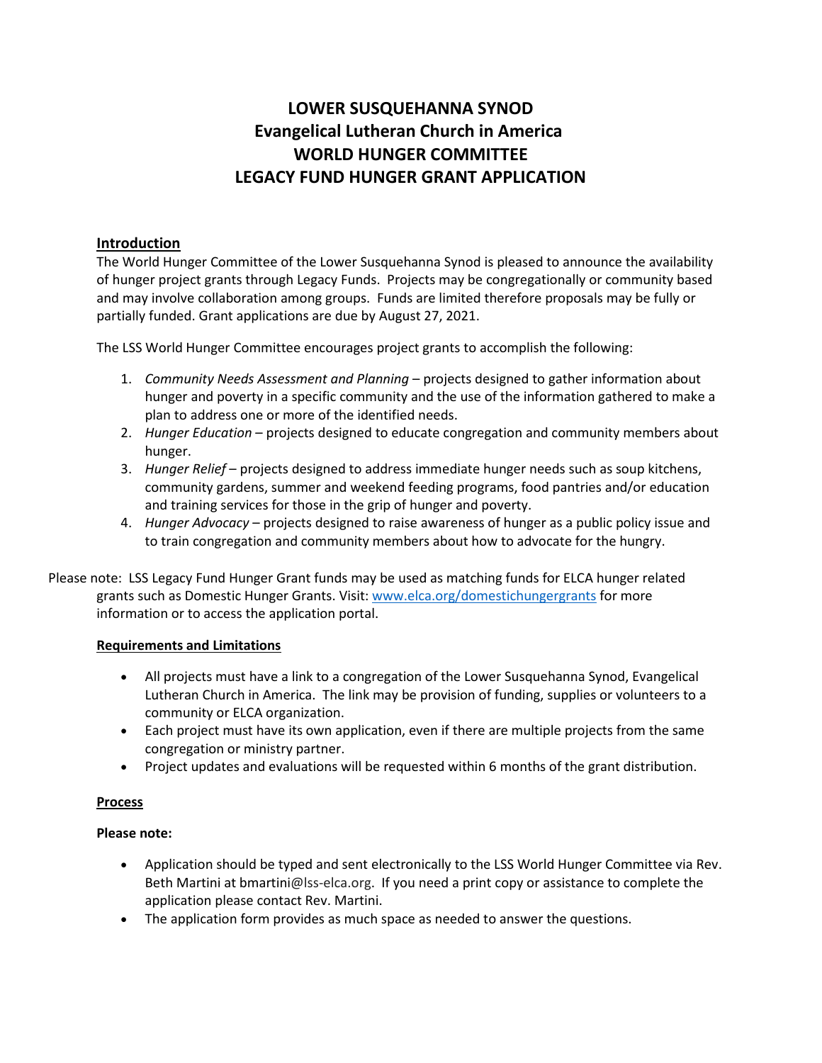# LOWER SUSQUEHANNA SYNOD
# Evangelical Lutheran Church in America
# WORLD HUNGER COMMITTEE
# LEGACY FUND HUNGER GRANT APPLICATION

## Introduction

The World Hunger Committee of the Lower Susquehanna Synod is pleased to announce the availability of hunger project grants through Legacy Funds. Projects may be congregationally or community based and may involve collaboration among groups. Funds are limited therefore proposals may be fully or partially funded. Grant applications are due by August 27, 2021.

The LSS World Hunger Committee encourages project grants to accomplish the following:

1. *Community Needs Assessment and Planning* – projects designed to gather information about hunger and poverty in a specific community and the use of the information gathered to make a plan to address one or more of the identified needs.
2. *Hunger Education* – projects designed to educate congregation and community members about hunger.
3. *Hunger Relief* – projects designed to address immediate hunger needs such as soup kitchens, community gardens, summer and weekend feeding programs, food pantries and/or education and training services for those in the grip of hunger and poverty.
4. *Hunger Advocacy* – projects designed to raise awareness of hunger as a public policy issue and to train congregation and community members about how to advocate for the hungry.

Please note: LSS Legacy Fund Hunger Grant funds may be used as matching funds for ELCA hunger related grants such as Domestic Hunger Grants. Visit: [www.elca.org/domestichungergrants](http://www.elca.org/domestichungergrants) for more information or to access the application portal.

## Requirements and Limitations

- All projects must have a link to a congregation of the Lower Susquehanna Synod, Evangelical Lutheran Church in America. The link may be provision of funding, supplies or volunteers to a community or ELCA organization.
- Each project must have its own application, even if there are multiple projects from the same congregation or ministry partner.
- Project updates and evaluations will be requested within 6 months of the grant distribution.

## Process

**Please note:**

- Application should be typed and sent electronically to the LSS World Hunger Committee via Rev. Beth Martini at bmartini@lss-elca.org. If you need a print copy or assistance to complete the application please contact Rev. Martini.
- The application form provides as much space as needed to answer the questions.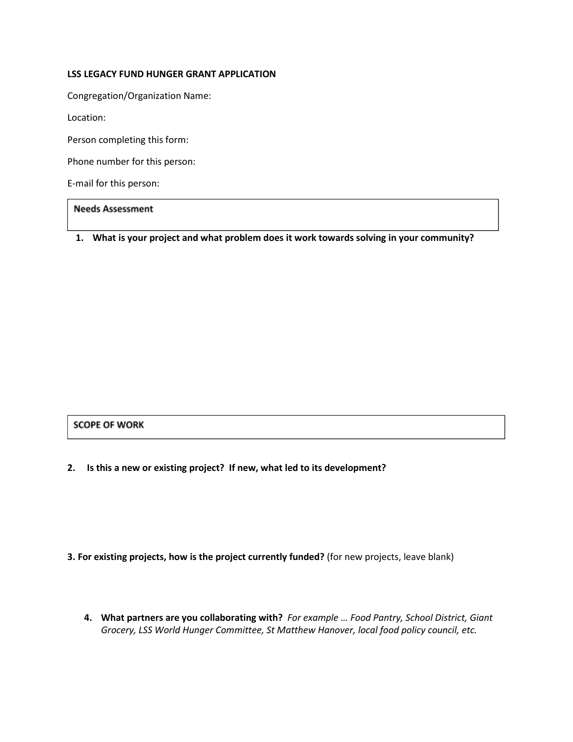**LSS LEGACY FUND HUNGER GRANT APPLICATION**

Congregation/Organization Name:

Location:

Person completing this form:

Phone number for this person:

E-mail for this person:

## Needs Assessment

1. **What is your project and what problem does it work towards solving in your community?**

## SCOPE OF WORK

2. **Is this a new or existing project? If new, what led to its development?**

3. **For existing projects, how is the project currently funded?** (for new projects, leave blank)

4. **What partners are you collaborating with?** *For example … Food Pantry, School District, Giant Grocery, LSS World Hunger Committee, St Matthew Hanover, local food policy council, etc.*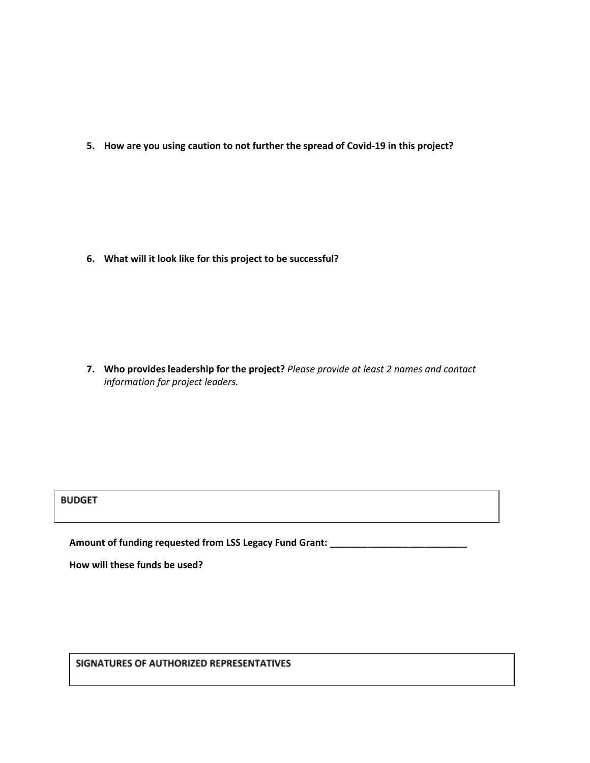5. **How are you using caution to not further the spread of Covid-19 in this project?**

6. **What will it look like for this project to be successful?**

7. **Who provides leadership for the project?** *Please provide at least 2 names and contact information for project leaders.*

## BUDGET

**Amount of funding requested from LSS Legacy Fund Grant: ___________________________**

**How will these funds be used?**

## SIGNATURES OF AUTHORIZED REPRESENTATIVES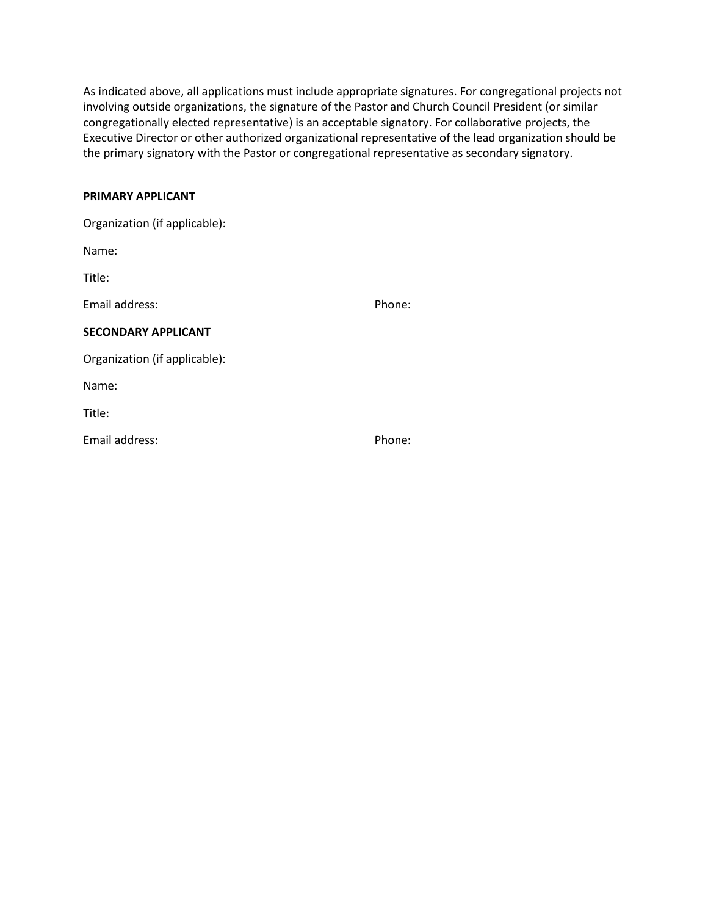As indicated above, all applications must include appropriate signatures. For congregational projects not involving outside organizations, the signature of the Pastor and Church Council President (or similar congregationally elected representative) is an acceptable signatory. For collaborative projects, the Executive Director or other authorized organizational representative of the lead organization should be the primary signatory with the Pastor or congregational representative as secondary signatory.

**PRIMARY APPLICANT**

Organization (if applicable):

Name:

Title:

Email address: Phone:

**SECONDARY APPLICANT**

Organization (if applicable):

Name:

Title:

Email address: Phone: